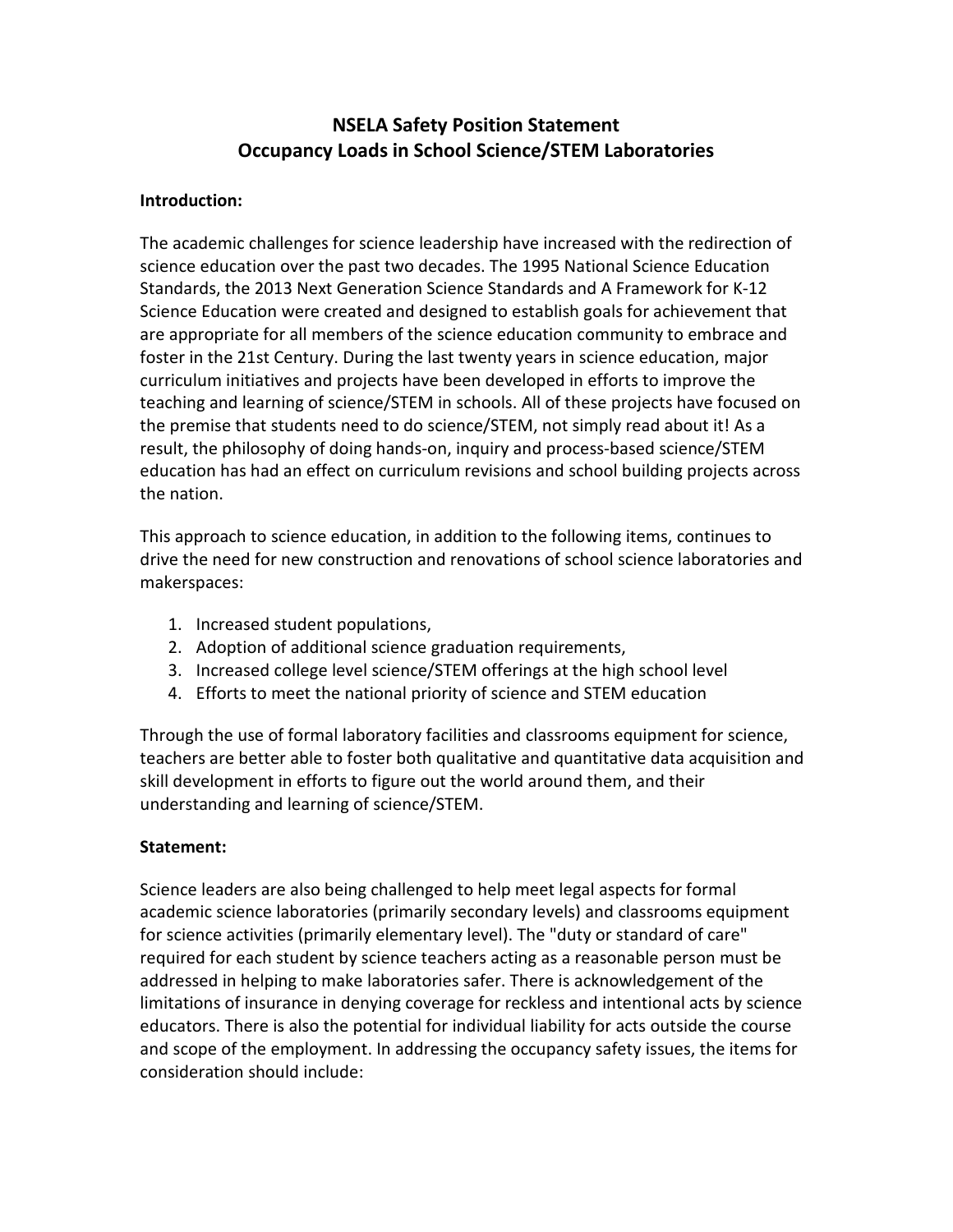# NSELA Safety Position Statement
# Occupancy Loads in School Science/STEM Laboratories

**Introduction:**

The academic challenges for science leadership have increased with the redirection of science education over the past two decades. The 1995 National Science Education Standards, the 2013 Next Generation Science Standards and A Framework for K-12 Science Education were created and designed to establish goals for achievement that are appropriate for all members of the science education community to embrace and foster in the 21st Century. During the last twenty years in science education, major curriculum initiatives and projects have been developed in efforts to improve the teaching and learning of science/STEM in schools. All of these projects have focused on the premise that students need to do science/STEM, not simply read about it! As a result, the philosophy of doing hands-on, inquiry and process-based science/STEM education has had an effect on curriculum revisions and school building projects across the nation.

This approach to science education, in addition to the following items, continues to drive the need for new construction and renovations of school science laboratories and makerspaces:

1. Increased student populations,
2. Adoption of additional science graduation requirements,
3. Increased college level science/STEM offerings at the high school level
4. Efforts to meet the national priority of science and STEM education

Through the use of formal laboratory facilities and classrooms equipment for science, teachers are better able to foster both qualitative and quantitative data acquisition and skill development in efforts to figure out the world around them, and their understanding and learning of science/STEM.

**Statement:**

Science leaders are also being challenged to help meet legal aspects for formal academic science laboratories (primarily secondary levels) and classrooms equipment for science activities (primarily elementary level). The "duty or standard of care" required for each student by science teachers acting as a reasonable person must be addressed in helping to make laboratories safer. There is acknowledgement of the limitations of insurance in denying coverage for reckless and intentional acts by science educators. There is also the potential for individual liability for acts outside the course and scope of the employment. In addressing the occupancy safety issues, the items for consideration should include: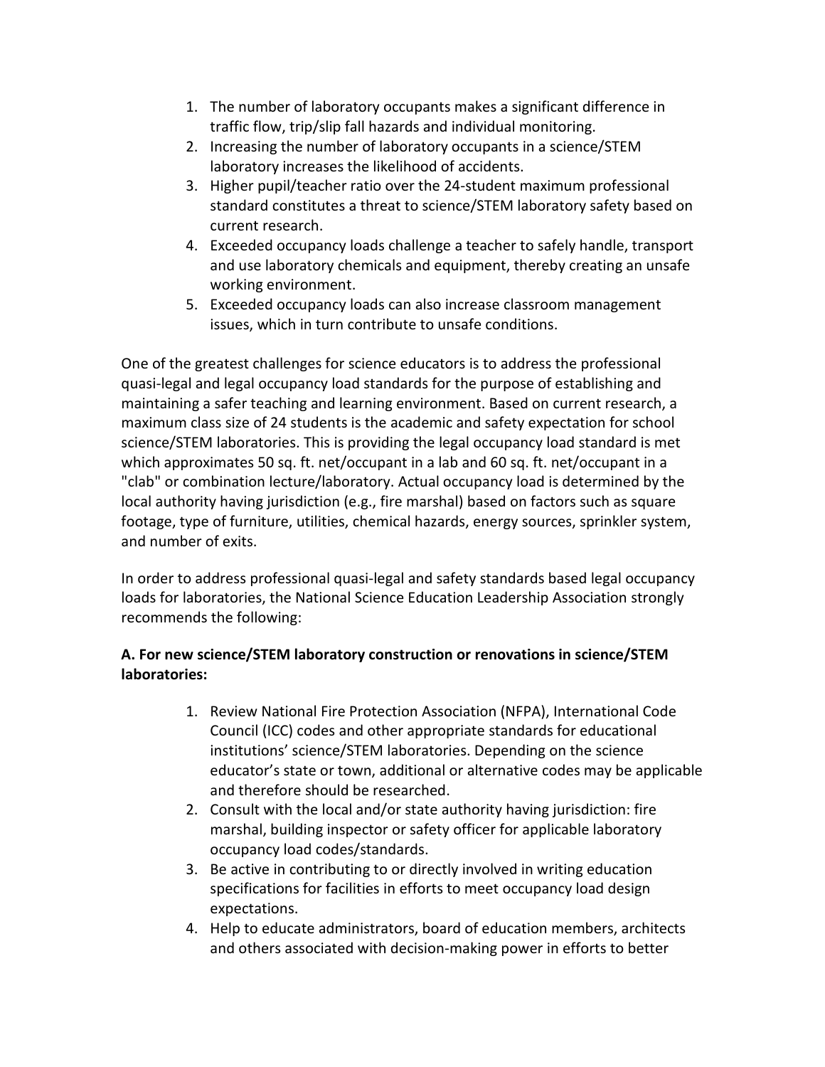1. The number of laboratory occupants makes a significant difference in traffic flow, trip/slip fall hazards and individual monitoring.
2. Increasing the number of laboratory occupants in a science/STEM laboratory increases the likelihood of accidents.
3. Higher pupil/teacher ratio over the 24-student maximum professional standard constitutes a threat to science/STEM laboratory safety based on current research.
4. Exceeded occupancy loads challenge a teacher to safely handle, transport and use laboratory chemicals and equipment, thereby creating an unsafe working environment.
5. Exceeded occupancy loads can also increase classroom management issues, which in turn contribute to unsafe conditions.

One of the greatest challenges for science educators is to address the professional quasi-legal and legal occupancy load standards for the purpose of establishing and maintaining a safer teaching and learning environment. Based on current research, a maximum class size of 24 students is the academic and safety expectation for school science/STEM laboratories. This is providing the legal occupancy load standard is met which approximates 50 sq. ft. net/occupant in a lab and 60 sq. ft. net/occupant in a "clab" or combination lecture/laboratory. Actual occupancy load is determined by the local authority having jurisdiction (e.g., fire marshal) based on factors such as square footage, type of furniture, utilities, chemical hazards, energy sources, sprinkler system, and number of exits.

In order to address professional quasi-legal and safety standards based legal occupancy loads for laboratories, the National Science Education Leadership Association strongly recommends the following:

**A. For new science/STEM laboratory construction or renovations in science/STEM laboratories:**

1. Review National Fire Protection Association (NFPA), International Code Council (ICC) codes and other appropriate standards for educational institutions' science/STEM laboratories. Depending on the science educator's state or town, additional or alternative codes may be applicable and therefore should be researched.
2. Consult with the local and/or state authority having jurisdiction: fire marshal, building inspector or safety officer for applicable laboratory occupancy load codes/standards.
3. Be active in contributing to or directly involved in writing education specifications for facilities in efforts to meet occupancy load design expectations.
4. Help to educate administrators, board of education members, architects and others associated with decision-making power in efforts to better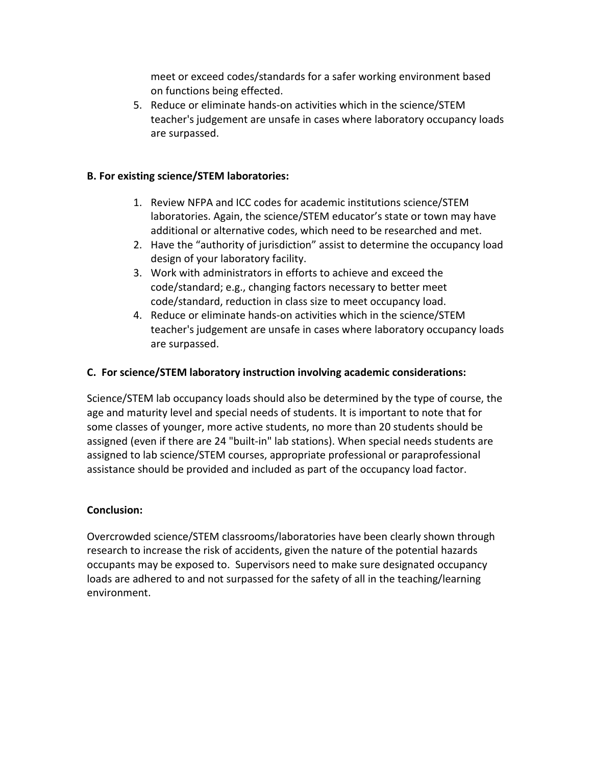meet or exceed codes/standards for a safer working environment based on functions being effected.

5. Reduce or eliminate hands-on activities which in the science/STEM teacher's judgement are unsafe in cases where laboratory occupancy loads are surpassed.

**B. For existing science/STEM laboratories:**

1. Review NFPA and ICC codes for academic institutions science/STEM laboratories. Again, the science/STEM educator's state or town may have additional or alternative codes, which need to be researched and met.
2. Have the "authority of jurisdiction" assist to determine the occupancy load design of your laboratory facility.
3. Work with administrators in efforts to achieve and exceed the code/standard; e.g., changing factors necessary to better meet code/standard, reduction in class size to meet occupancy load.
4. Reduce or eliminate hands-on activities which in the science/STEM teacher's judgement are unsafe in cases where laboratory occupancy loads are surpassed.

**C. For science/STEM laboratory instruction involving academic considerations:**

Science/STEM lab occupancy loads should also be determined by the type of course, the age and maturity level and special needs of students. It is important to note that for some classes of younger, more active students, no more than 20 students should be assigned (even if there are 24 "built-in" lab stations). When special needs students are assigned to lab science/STEM courses, appropriate professional or paraprofessional assistance should be provided and included as part of the occupancy load factor.

**Conclusion:**

Overcrowded science/STEM classrooms/laboratories have been clearly shown through research to increase the risk of accidents, given the nature of the potential hazards occupants may be exposed to. Supervisors need to make sure designated occupancy loads are adhered to and not surpassed for the safety of all in the teaching/learning environment.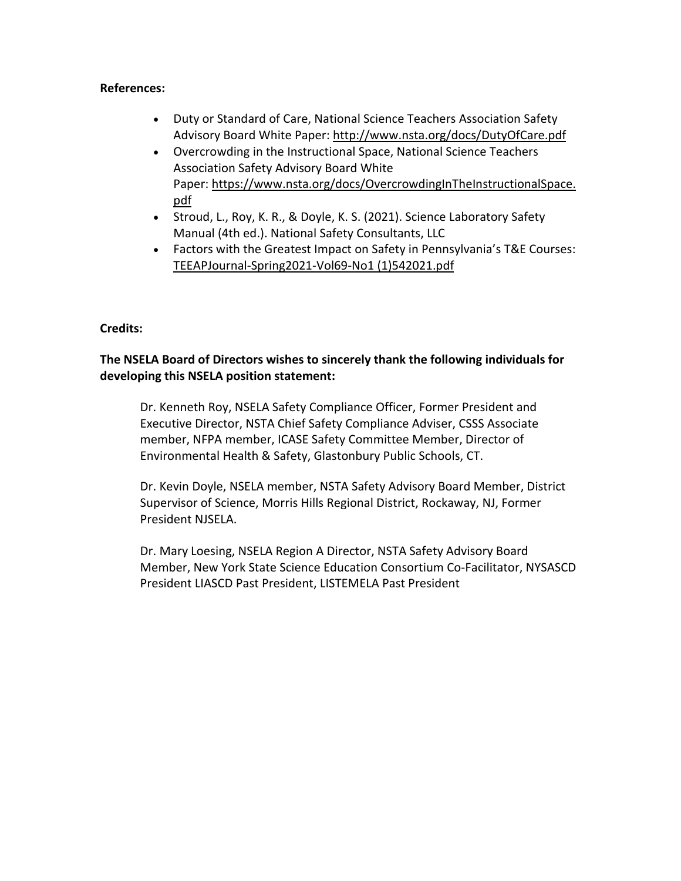**References:**

- Duty or Standard of Care, National Science Teachers Association Safety Advisory Board White Paper: http://www.nsta.org/docs/DutyOfCare.pdf
- Overcrowding in the Instructional Space, National Science Teachers Association Safety Advisory Board White Paper: https://www.nsta.org/docs/OvercrowdingInTheInstructionalSpace.pdf
- Stroud, L., Roy, K. R., & Doyle, K. S. (2021). Science Laboratory Safety Manual (4th ed.). National Safety Consultants, LLC
- Factors with the Greatest Impact on Safety in Pennsylvania's T&E Courses: TEEAPJournal-Spring2021-Vol69-No1 (1)542021.pdf

**Credits:**

**The NSELA Board of Directors wishes to sincerely thank the following individuals for developing this NSELA position statement:**

Dr. Kenneth Roy, NSELA Safety Compliance Officer, Former President and Executive Director, NSTA Chief Safety Compliance Adviser, CSSS Associate member, NFPA member, ICASE Safety Committee Member, Director of Environmental Health & Safety, Glastonbury Public Schools, CT.

Dr. Kevin Doyle, NSELA member, NSTA Safety Advisory Board Member, District Supervisor of Science, Morris Hills Regional District, Rockaway, NJ, Former President NJSELA.

Dr. Mary Loesing, NSELA Region A Director, NSTA Safety Advisory Board Member, New York State Science Education Consortium Co-Facilitator, NYSASCD President LIASCD Past President, LISTEMELA Past President